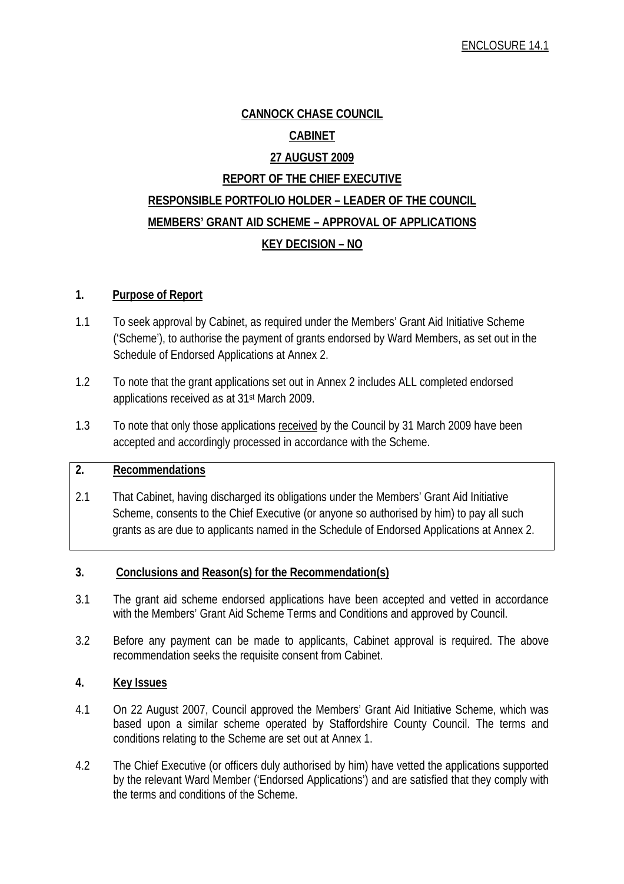ENCLOSURE 14.1

**CANNOCK CHASE COUNCIL**

**CABINET**

**27 AUGUST 2009**

**REPORT OF THE CHIEF EXECUTIVE**

**RESPONSIBLE PORTFOLIO HOLDER – LEADER OF THE COUNCIL**

**MEMBERS' GRANT AID SCHEME – APPROVAL OF APPLICATIONS**

**KEY DECISION – NO**

## 1. Purpose of Report

1.1 To seek approval by Cabinet, as required under the Members' Grant Aid Initiative Scheme ('Scheme'), to authorise the payment of grants endorsed by Ward Members, as set out in the Schedule of Endorsed Applications at Annex 2.

1.2 To note that the grant applications set out in Annex 2 includes ALL completed endorsed applications received as at 31st March 2009.

1.3 To note that only those applications received by the Council by 31 March 2009 have been accepted and accordingly processed in accordance with the Scheme.

## 2. Recommendations

2.1 That Cabinet, having discharged its obligations under the Members' Grant Aid Initiative Scheme, consents to the Chief Executive (or anyone so authorised by him) to pay all such grants as are due to applicants named in the Schedule of Endorsed Applications at Annex 2.

## 3. Conclusions and Reason(s) for the Recommendation(s)

3.1 The grant aid scheme endorsed applications have been accepted and vetted in accordance with the Members' Grant Aid Scheme Terms and Conditions and approved by Council.

3.2 Before any payment can be made to applicants, Cabinet approval is required. The above recommendation seeks the requisite consent from Cabinet.

## 4. Key Issues

4.1 On 22 August 2007, Council approved the Members' Grant Aid Initiative Scheme, which was based upon a similar scheme operated by Staffordshire County Council. The terms and conditions relating to the Scheme are set out at Annex 1.

4.2 The Chief Executive (or officers duly authorised by him) have vetted the applications supported by the relevant Ward Member ('Endorsed Applications') and are satisfied that they comply with the terms and conditions of the Scheme.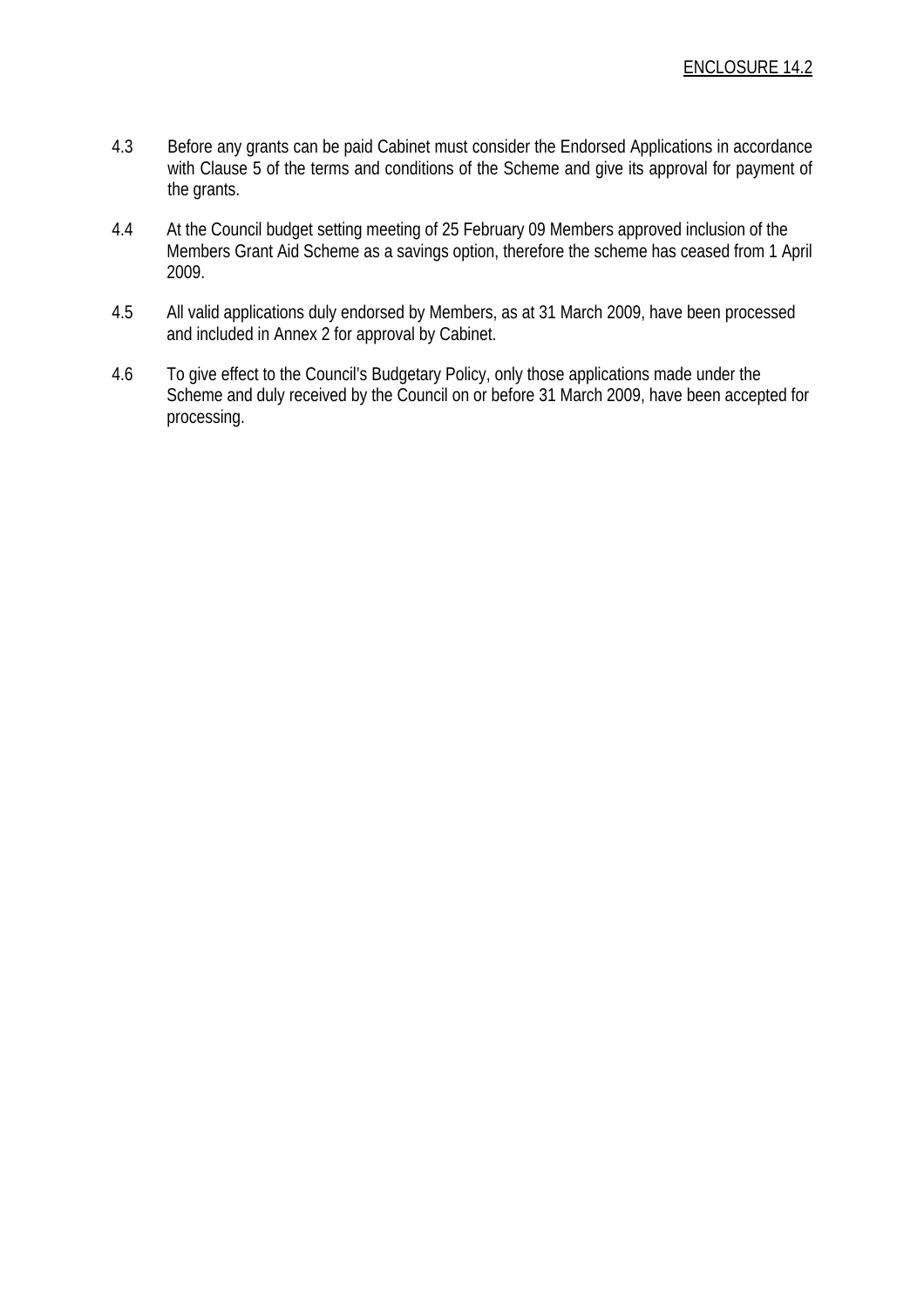4.3 Before any grants can be paid Cabinet must consider the Endorsed Applications in accordance with Clause 5 of the terms and conditions of the Scheme and give its approval for payment of the grants.

4.4 At the Council budget setting meeting of 25 February 09 Members approved inclusion of the Members Grant Aid Scheme as a savings option, therefore the scheme has ceased from 1 April 2009.

4.5 All valid applications duly endorsed by Members, as at 31 March 2009, have been processed and included in Annex 2 for approval by Cabinet.

4.6 To give effect to the Council's Budgetary Policy, only those applications made under the Scheme and duly received by the Council on or before 31 March 2009, have been accepted for processing.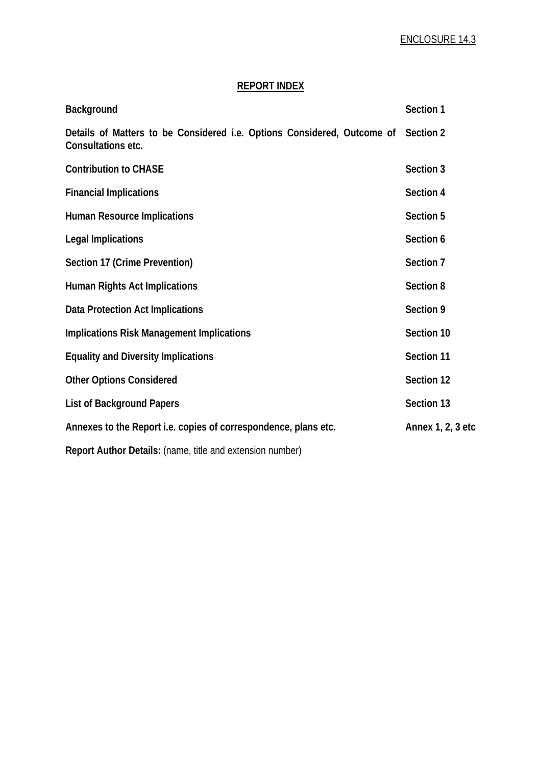ENCLOSURE 14.3

## REPORT INDEX

| | |
|---|---|
| **Background** | **Section 1** |
| **Details of Matters to be Considered i.e. Options Considered, Outcome of Consultations etc.** | **Section 2** |
| **Contribution to CHASE** | **Section 3** |
| **Financial Implications** | **Section 4** |
| **Human Resource Implications** | **Section 5** |
| **Legal Implications** | **Section 6** |
| **Section 17 (Crime Prevention)** | **Section 7** |
| **Human Rights Act Implications** | **Section 8** |
| **Data Protection Act Implications** | **Section 9** |
| **Implications Risk Management Implications** | **Section 10** |
| **Equality and Diversity Implications** | **Section 11** |
| **Other Options Considered** | **Section 12** |
| **List of Background Papers** | **Section 13** |
| **Annexes to the Report i.e. copies of correspondence, plans etc.** | **Annex 1, 2, 3 etc** |

**Report Author Details:** (name, title and extension number)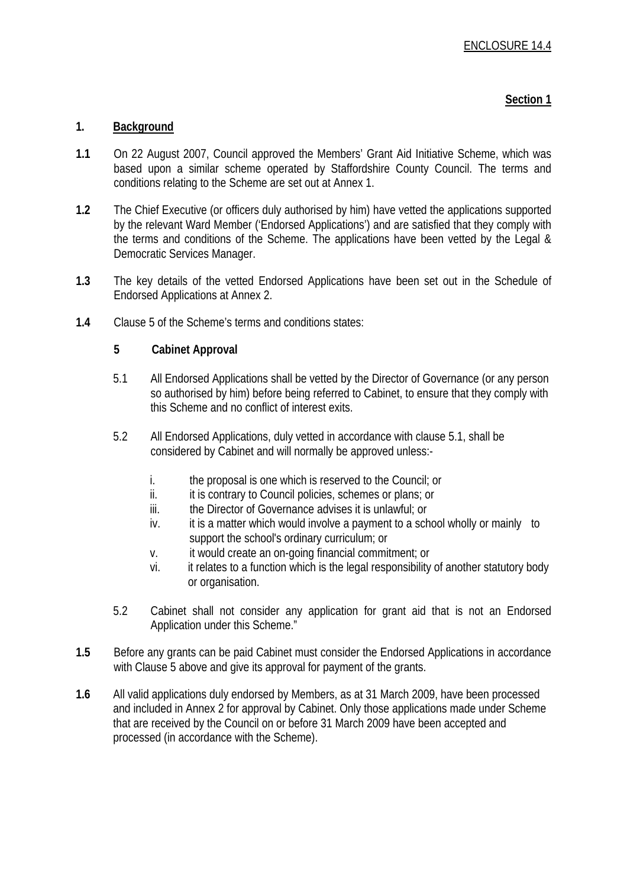ENCLOSURE 14.4

**Section 1**

## 1. Background

**1.1** On 22 August 2007, Council approved the Members' Grant Aid Initiative Scheme, which was based upon a similar scheme operated by Staffordshire County Council. The terms and conditions relating to the Scheme are set out at Annex 1.

**1.2** The Chief Executive (or officers duly authorised by him) have vetted the applications supported by the relevant Ward Member ('Endorsed Applications') and are satisfied that they comply with the terms and conditions of the Scheme. The applications have been vetted by the Legal & Democratic Services Manager.

**1.3** The key details of the vetted Endorsed Applications have been set out in the Schedule of Endorsed Applications at Annex 2.

**1.4** Clause 5 of the Scheme's terms and conditions states:

**5 Cabinet Approval**

5.1 All Endorsed Applications shall be vetted by the Director of Governance (or any person so authorised by him) before being referred to Cabinet, to ensure that they comply with this Scheme and no conflict of interest exits.

5.2 All Endorsed Applications, duly vetted in accordance with clause 5.1, shall be considered by Cabinet and will normally be approved unless:-

i. the proposal is one which is reserved to the Council; or
ii. it is contrary to Council policies, schemes or plans; or
iii. the Director of Governance advises it is unlawful; or
iv. it is a matter which would involve a payment to a school wholly or mainly to support the school's ordinary curriculum; or
v. it would create an on-going financial commitment; or
vi. it relates to a function which is the legal responsibility of another statutory body or organisation.

5.2 Cabinet shall not consider any application for grant aid that is not an Endorsed Application under this Scheme."

**1.5** Before any grants can be paid Cabinet must consider the Endorsed Applications in accordance with Clause 5 above and give its approval for payment of the grants.

**1.6** All valid applications duly endorsed by Members, as at 31 March 2009, have been processed and included in Annex 2 for approval by Cabinet. Only those applications made under Scheme that are received by the Council on or before 31 March 2009 have been accepted and processed (in accordance with the Scheme).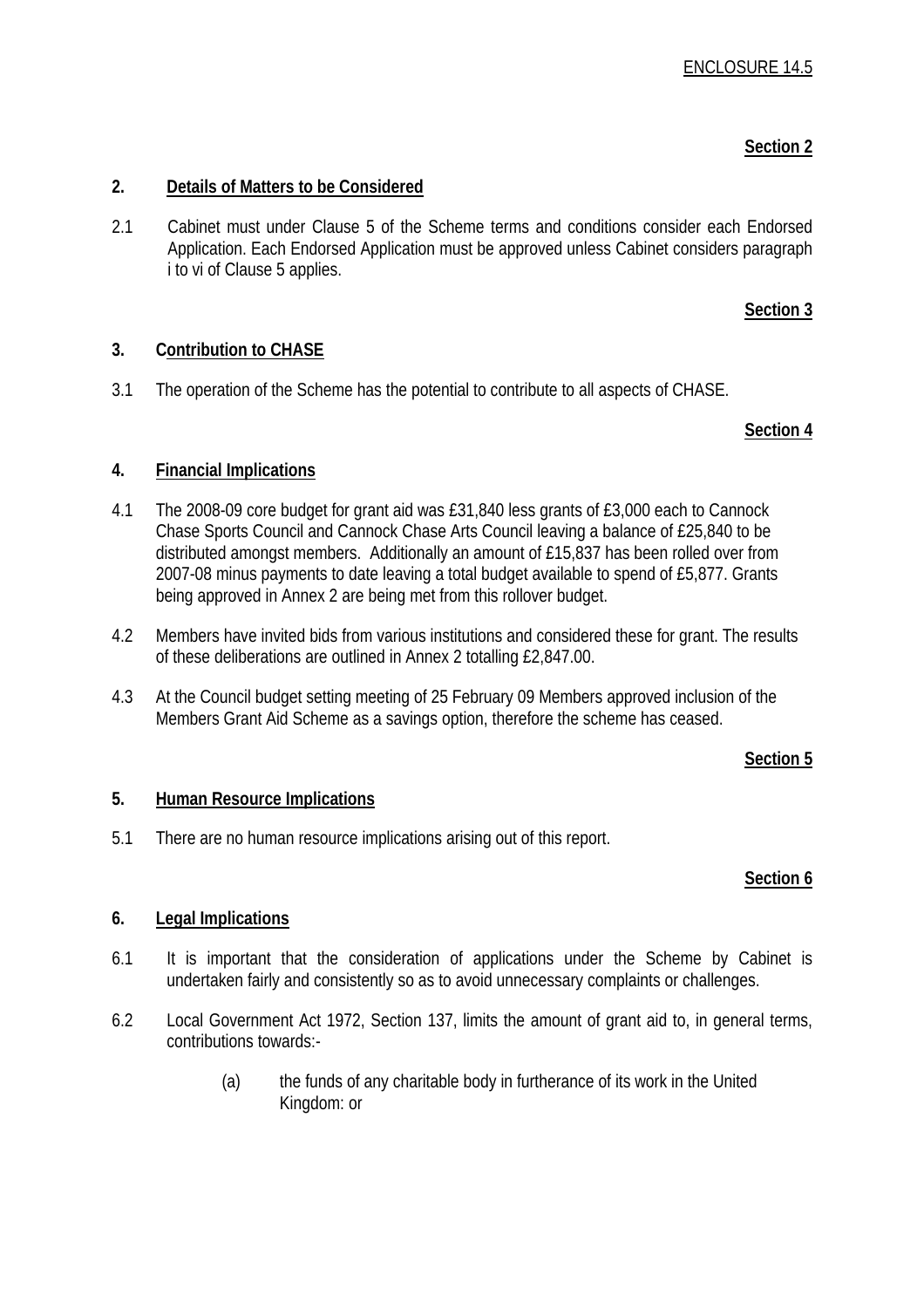ENCLOSURE 14.5

**Section 2**

## 2. Details of Matters to be Considered

2.1 Cabinet must under Clause 5 of the Scheme terms and conditions consider each Endorsed Application. Each Endorsed Application must be approved unless Cabinet considers paragraph i to vi of Clause 5 applies.

**Section 3**

## 3. Contribution to CHASE

3.1 The operation of the Scheme has the potential to contribute to all aspects of CHASE.

**Section 4**

## 4. Financial Implications

4.1 The 2008-09 core budget for grant aid was £31,840 less grants of £3,000 each to Cannock Chase Sports Council and Cannock Chase Arts Council leaving a balance of £25,840 to be distributed amongst members. Additionally an amount of £15,837 has been rolled over from 2007-08 minus payments to date leaving a total budget available to spend of £5,877. Grants being approved in Annex 2 are being met from this rollover budget.

4.2 Members have invited bids from various institutions and considered these for grant. The results of these deliberations are outlined in Annex 2 totalling £2,847.00.

4.3 At the Council budget setting meeting of 25 February 09 Members approved inclusion of the Members Grant Aid Scheme as a savings option, therefore the scheme has ceased.

**Section 5**

## 5. Human Resource Implications

5.1 There are no human resource implications arising out of this report.

**Section 6**

## 6. Legal Implications

6.1 It is important that the consideration of applications under the Scheme by Cabinet is undertaken fairly and consistently so as to avoid unnecessary complaints or challenges.

6.2 Local Government Act 1972, Section 137, limits the amount of grant aid to, in general terms, contributions towards:-

(a) the funds of any charitable body in furtherance of its work in the United Kingdom: or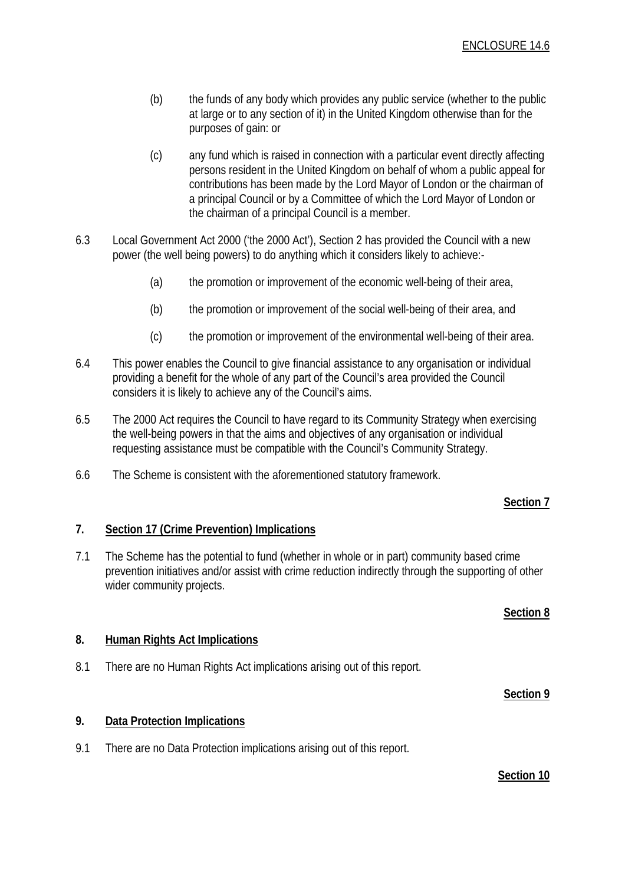(b) the funds of any body which provides any public service (whether to the public at large or to any section of it) in the United Kingdom otherwise than for the purposes of gain: or

(c) any fund which is raised in connection with a particular event directly affecting persons resident in the United Kingdom on behalf of whom a public appeal for contributions has been made by the Lord Mayor of London or the chairman of a principal Council or by a Committee of which the Lord Mayor of London or the chairman of a principal Council is a member.

6.3 Local Government Act 2000 ('the 2000 Act'), Section 2 has provided the Council with a new power (the well being powers) to do anything which it considers likely to achieve:-

(a) the promotion or improvement of the economic well-being of their area,

(b) the promotion or improvement of the social well-being of their area, and

(c) the promotion or improvement of the environmental well-being of their area.

6.4 This power enables the Council to give financial assistance to any organisation or individual providing a benefit for the whole of any part of the Council's area provided the Council considers it is likely to achieve any of the Council's aims.

6.5 The 2000 Act requires the Council to have regard to its Community Strategy when exercising the well-being powers in that the aims and objectives of any organisation or individual requesting assistance must be compatible with the Council's Community Strategy.

6.6 The Scheme is consistent with the aforementioned statutory framework.

**Section 7**

## 7. Section 17 (Crime Prevention) Implications

7.1 The Scheme has the potential to fund (whether in whole or in part) community based crime prevention initiatives and/or assist with crime reduction indirectly through the supporting of other wider community projects.

**Section 8**

## 8. Human Rights Act Implications

8.1 There are no Human Rights Act implications arising out of this report.

**Section 9**

## 9. Data Protection Implications

9.1 There are no Data Protection implications arising out of this report.

**Section 10**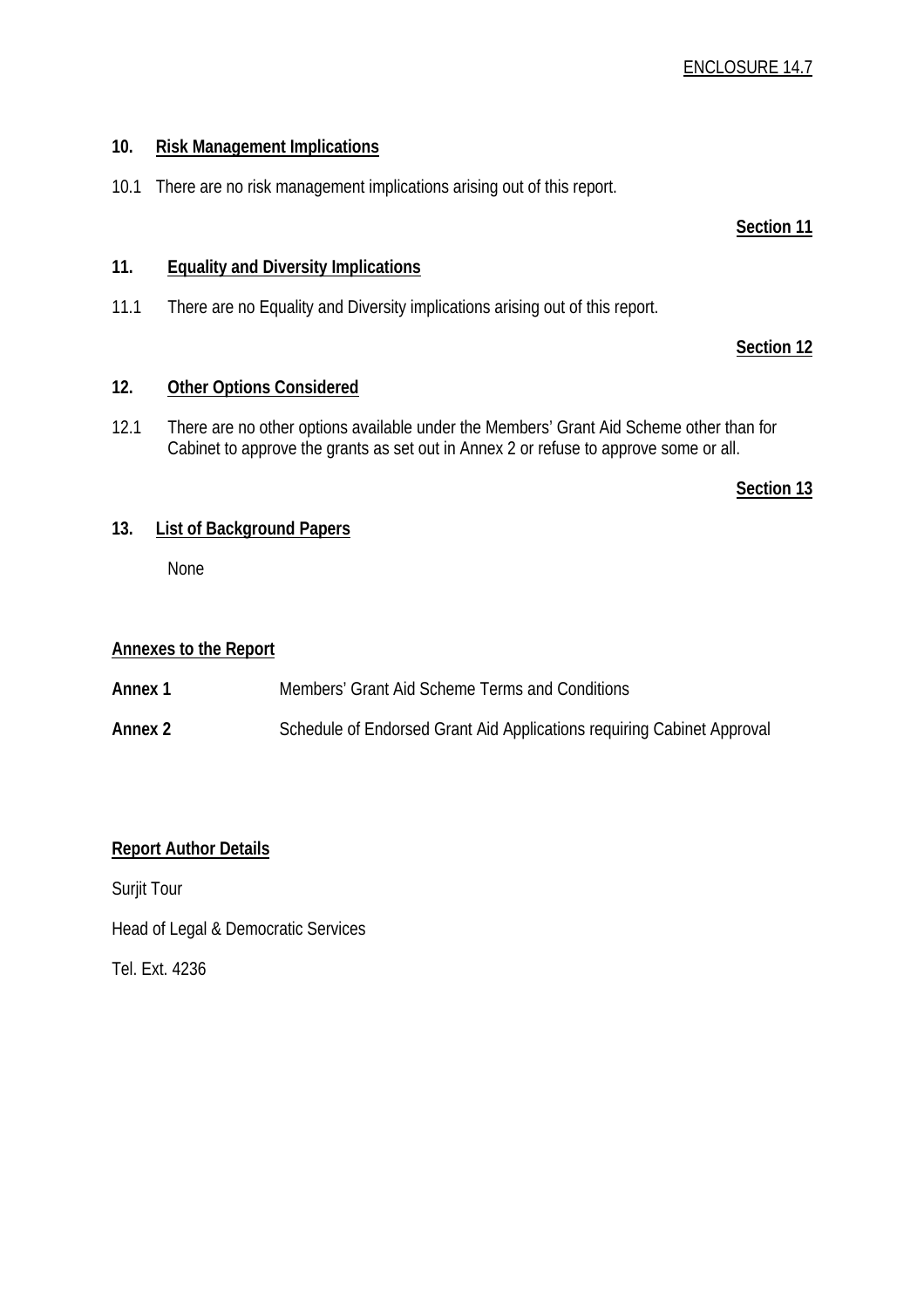ENCLOSURE 14.7

## 10. Risk Management Implications

10.1 There are no risk management implications arising out of this report.

**Section 11**

## 11. Equality and Diversity Implications

11.1 There are no Equality and Diversity implications arising out of this report.

**Section 12**

## 12. Other Options Considered

12.1 There are no other options available under the Members' Grant Aid Scheme other than for Cabinet to approve the grants as set out in Annex 2 or refuse to approve some or all.

**Section 13**

## 13. List of Background Papers

None

**Annexes to the Report**

**Annex 1** Members' Grant Aid Scheme Terms and Conditions

**Annex 2** Schedule of Endorsed Grant Aid Applications requiring Cabinet Approval

**Report Author Details**

Surjit Tour

Head of Legal & Democratic Services

Tel. Ext. 4236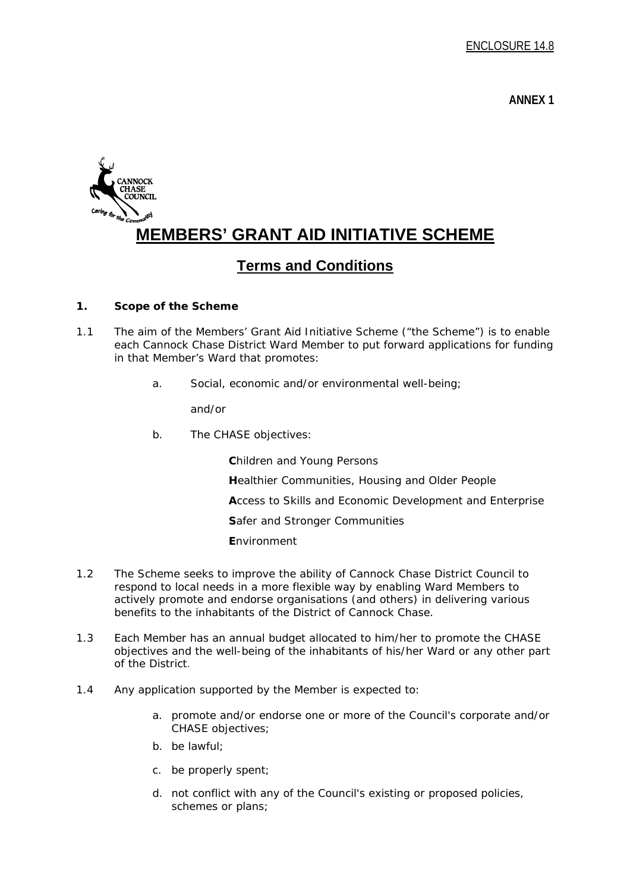ENCLOSURE 14.8

**ANNEX 1**

# MEMBERS' GRANT AID INITIATIVE SCHEME

## Terms and Conditions

**1. Scope of the Scheme**

1.1 The aim of the Members' Grant Aid Initiative Scheme ("the Scheme") is to enable each Cannock Chase District Ward Member to put forward applications for funding in that Member's Ward that promotes:

a. Social, economic and/or environmental well-being;

and/or

b. The CHASE objectives:

**C**hildren and Young Persons

**H**ealthier Communities, Housing and Older People

**A**ccess to Skills and Economic Development and Enterprise

**S**afer and Stronger Communities

**E**nvironment

1.2 The Scheme seeks to improve the ability of Cannock Chase District Council to respond to local needs in a more flexible way by enabling Ward Members to actively promote and endorse organisations (and others) in delivering various benefits to the inhabitants of the District of Cannock Chase.

1.3 Each Member has an annual budget allocated to him/her to promote the CHASE objectives and the well-being of the inhabitants of his/her Ward or any other part of the District.

1.4 Any application supported by the Member is expected to:

a. promote and/or endorse one or more of the Council's corporate and/or CHASE objectives;

b. be lawful;

c. be properly spent;

d. not conflict with any of the Council's existing or proposed policies, schemes or plans;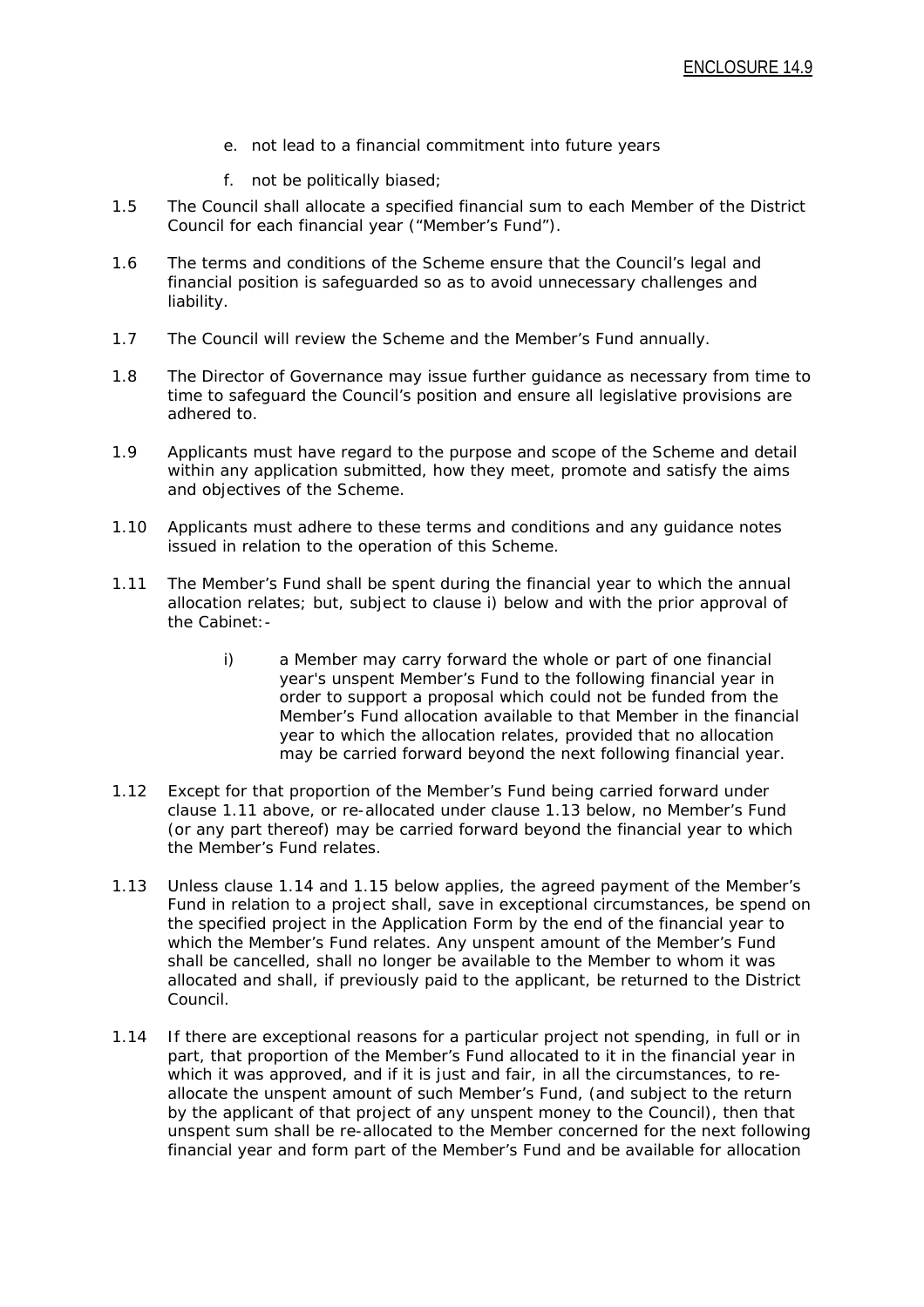e. not lead to a financial commitment into future years

f. not be politically biased;

1.5 The Council shall allocate a specified financial sum to each Member of the District Council for each financial year ("Member's Fund").

1.6 The terms and conditions of the Scheme ensure that the Council's legal and financial position is safeguarded so as to avoid unnecessary challenges and liability.

1.7 The Council will review the Scheme and the Member's Fund annually.

1.8 The Director of Governance may issue further guidance as necessary from time to time to safeguard the Council's position and ensure all legislative provisions are adhered to.

1.9 Applicants must have regard to the purpose and scope of the Scheme and detail within any application submitted, how they meet, promote and satisfy the aims and objectives of the Scheme.

1.10 Applicants must adhere to these terms and conditions and any guidance notes issued in relation to the operation of this Scheme.

1.11 The Member's Fund shall be spent during the financial year to which the annual allocation relates; but, subject to clause i) below and with the prior approval of the Cabinet:-

> i) a Member may carry forward the whole or part of one financial year's unspent Member's Fund to the following financial year in order to support a proposal which could not be funded from the Member's Fund allocation available to that Member in the financial year to which the allocation relates, provided that no allocation may be carried forward beyond the next following financial year.

1.12 Except for that proportion of the Member's Fund being carried forward under clause 1.11 above, or re-allocated under clause 1.13 below, no Member's Fund (or any part thereof) may be carried forward beyond the financial year to which the Member's Fund relates.

1.13 Unless clause 1.14 and 1.15 below applies, the agreed payment of the Member's Fund in relation to a project shall, save in exceptional circumstances, be spend on the specified project in the Application Form by the end of the financial year to which the Member's Fund relates. Any unspent amount of the Member's Fund shall be cancelled, shall no longer be available to the Member to whom it was allocated and shall, if previously paid to the applicant, be returned to the District Council.

1.14 If there are exceptional reasons for a particular project not spending, in full or in part, that proportion of the Member's Fund allocated to it in the financial year in which it was approved, and if it is just and fair, in all the circumstances, to re-allocate the unspent amount of such Member's Fund, (and subject to the return by the applicant of that project of any unspent money to the Council), then that unspent sum shall be re-allocated to the Member concerned for the next following financial year and form part of the Member's Fund and be available for allocation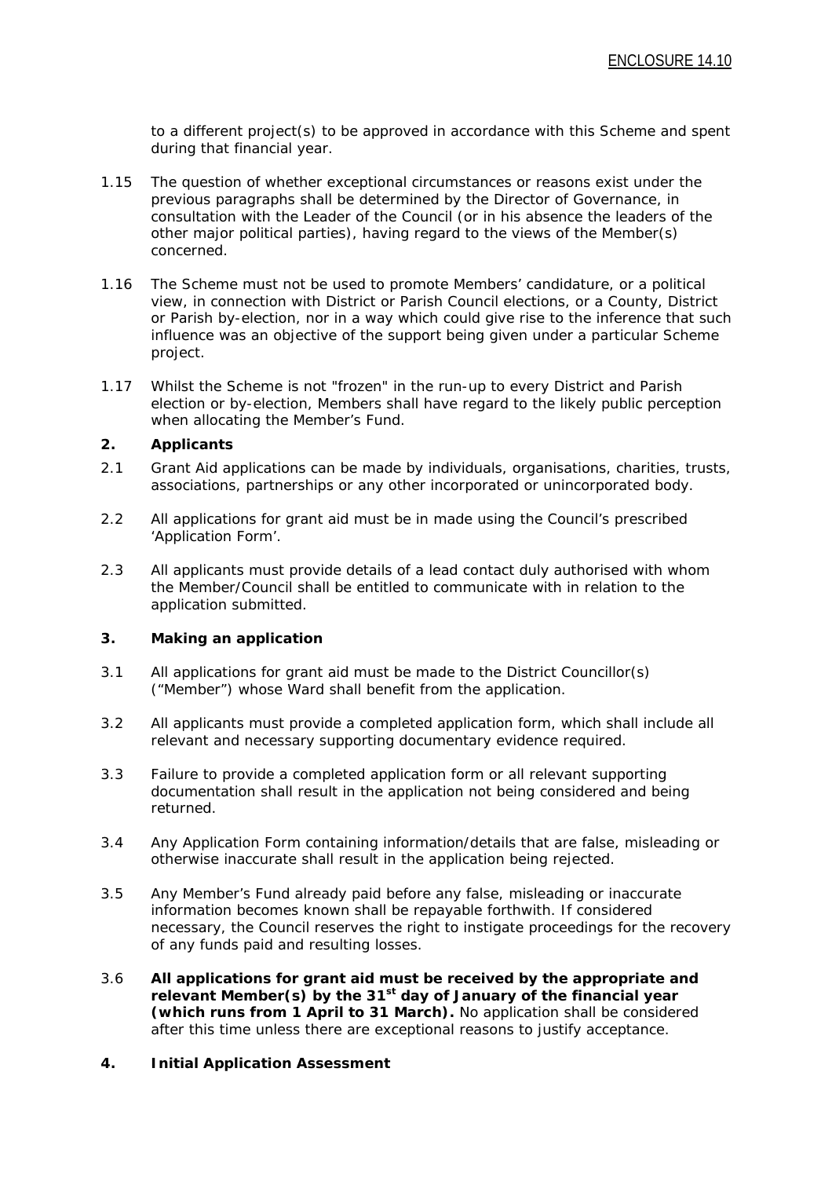to a different project(s) to be approved in accordance with this Scheme and spent during that financial year.

1.15 The question of whether exceptional circumstances or reasons exist under the previous paragraphs shall be determined by the Director of Governance, in consultation with the Leader of the Council (or in his absence the leaders of the other major political parties), having regard to the views of the Member(s) concerned.

1.16 The Scheme must not be used to promote Members' candidature, or a political view, in connection with District or Parish Council elections, or a County, District or Parish by-election, nor in a way which could give rise to the inference that such influence was an objective of the support being given under a particular Scheme project.

1.17 Whilst the Scheme is not "frozen" in the run-up to every District and Parish election or by-election, Members shall have regard to the likely public perception when allocating the Member's Fund.

## 2. Applicants

2.1 Grant Aid applications can be made by individuals, organisations, charities, trusts, associations, partnerships or any other incorporated or unincorporated body.

2.2 All applications for grant aid must be in made using the Council's prescribed 'Application Form'.

2.3 All applicants must provide details of a lead contact duly authorised with whom the Member/Council shall be entitled to communicate with in relation to the application submitted.

## 3. Making an application

3.1 All applications for grant aid must be made to the District Councillor(s) ("Member") whose Ward shall benefit from the application.

3.2 All applicants must provide a completed application form, which shall include all relevant and necessary supporting documentary evidence required.

3.3 Failure to provide a completed application form or all relevant supporting documentation shall result in the application not being considered and being returned.

3.4 Any Application Form containing information/details that are false, misleading or otherwise inaccurate shall result in the application being rejected.

3.5 Any Member's Fund already paid before any false, misleading or inaccurate information becomes known shall be repayable forthwith. If considered necessary, the Council reserves the right to instigate proceedings for the recovery of any funds paid and resulting losses.

3.6 **All applications for grant aid must be received by the appropriate and relevant Member(s) by the 31st day of January of the financial year (which runs from 1 April to 31 March).** No application shall be considered after this time unless there are exceptional reasons to justify acceptance.

## 4. Initial Application Assessment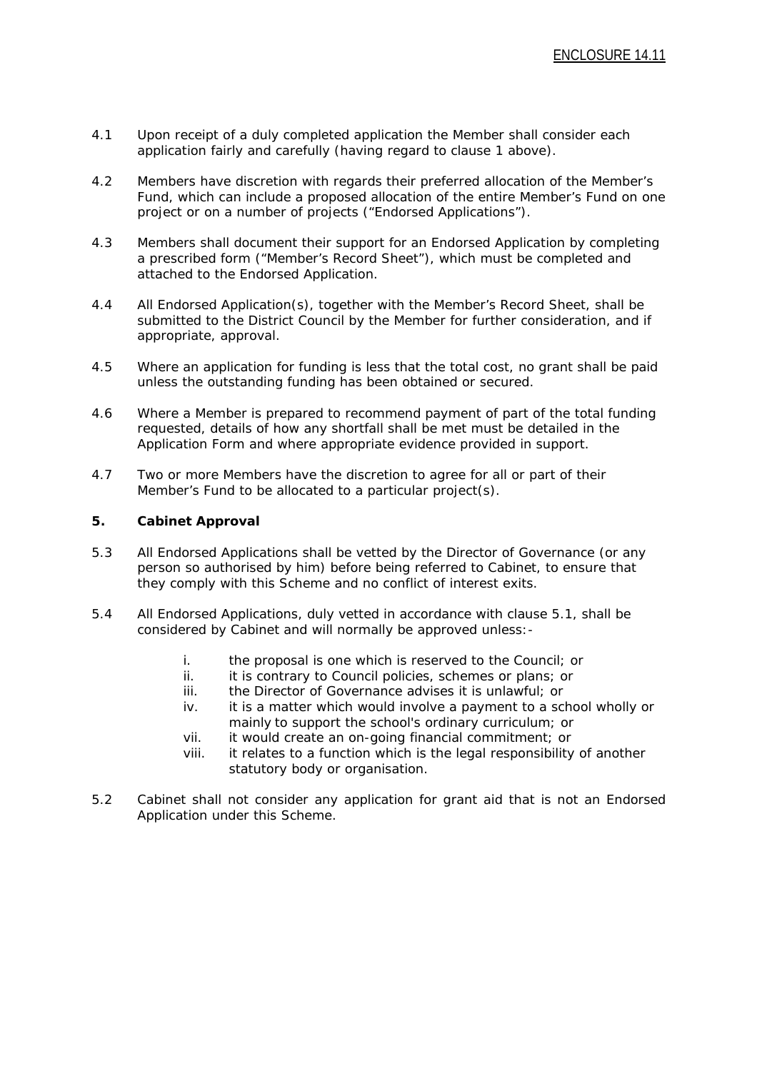4.1 Upon receipt of a duly completed application the Member shall consider each application fairly and carefully (having regard to clause 1 above).

4.2 Members have discretion with regards their preferred allocation of the Member's Fund, which can include a proposed allocation of the entire Member's Fund on one project or on a number of projects ("Endorsed Applications").

4.3 Members shall document their support for an Endorsed Application by completing a prescribed form ("Member's Record Sheet"), which must be completed and attached to the Endorsed Application.

4.4 All Endorsed Application(s), together with the Member's Record Sheet, shall be submitted to the District Council by the Member for further consideration, and if appropriate, approval.

4.5 Where an application for funding is less that the total cost, no grant shall be paid unless the outstanding funding has been obtained or secured.

4.6 Where a Member is prepared to recommend payment of part of the total funding requested, details of how any shortfall shall be met must be detailed in the Application Form and where appropriate evidence provided in support.

4.7 Two or more Members have the discretion to agree for all or part of their Member's Fund to be allocated to a particular project(s).

**5. Cabinet Approval**

5.3 All Endorsed Applications shall be vetted by the Director of Governance (or any person so authorised by him) before being referred to Cabinet, to ensure that they comply with this Scheme and no conflict of interest exits.

5.4 All Endorsed Applications, duly vetted in accordance with clause 5.1, shall be considered by Cabinet and will normally be approved unless:-

- i. the proposal is one which is reserved to the Council; or
- ii. it is contrary to Council policies, schemes or plans; or
- iii. the Director of Governance advises it is unlawful; or
- iv. it is a matter which would involve a payment to a school wholly or mainly to support the school's ordinary curriculum; or
- vii. it would create an on-going financial commitment; or
- viii. it relates to a function which is the legal responsibility of another statutory body or organisation.

5.2 Cabinet shall not consider any application for grant aid that is not an Endorsed Application under this Scheme.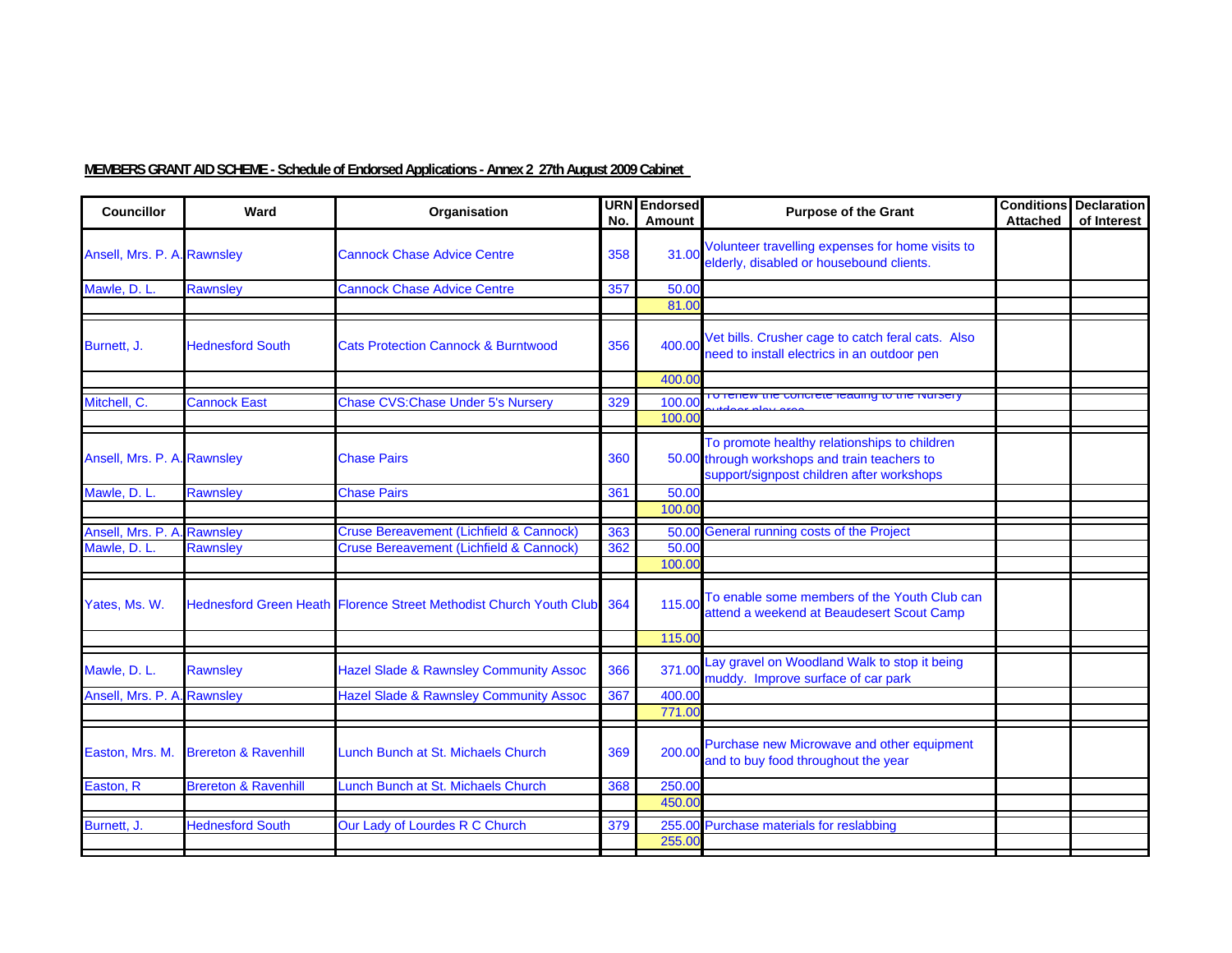**MEMBERS GRANT AID SCHEME - Schedule of Endorsed Applications - Annex 2 27th August 2009 Cabinet**

| Councillor | Ward | Organisation | URN No. | Endorsed Amount | Purpose of the Grant | Conditions Attached | Declaration of Interest |
|---|---|---|---|---|---|---|---|
| Ansell, Mrs. P. A. | Rawnsley | Cannock Chase Advice Centre | 358 | 31.00 | Volunteer travelling expenses for home visits to elderly, disabled or housebound clients. | | |
| Mawle, D. L. | Rawnsley | Cannock Chase Advice Centre | 357 | 50.00 | | | |
| | | | | 81.00 | | | |
| Burnett, J. | Hednesford South | Cats Protection Cannock & Burntwood | 356 | 400.00 | Vet bills. Crusher cage to catch feral cats. Also need to install electrics in an outdoor pen | | |
| | | | | 400.00 | | | |
| Mitchell, C. | Cannock East | Chase CVS:Chase Under 5's Nursery | 329 | 100.00 | To renew the concrete leading to the Nursery outdoor play area | | |
| | | | | 100.00 | | | |
| Ansell, Mrs. P. A. | Rawnsley | Chase Pairs | 360 | 50.00 | To promote healthy relationships to children through workshops and train teachers to support/signpost children after workshops | | |
| Mawle, D. L. | Rawnsley | Chase Pairs | 361 | 50.00 | | | |
| | | | | 100.00 | | | |
| Ansell, Mrs. P. A. | Rawnsley | Cruse Bereavement (Lichfield & Cannock) | 363 | 50.00 | General running costs of the Project | | |
| Mawle, D. L. | Rawnsley | Cruse Bereavement (Lichfield & Cannock) | 362 | 50.00 | | | |
| | | | | 100.00 | | | |
| Yates, Ms. W. | Hednesford Green Heath | Florence Street Methodist Church Youth Club | 364 | 115.00 | To enable some members of the Youth Club can attend a weekend at Beaudesert Scout Camp | | |
| | | | | 115.00 | | | |
| Mawle, D. L. | Rawnsley | Hazel Slade & Rawnsley Community Assoc | 366 | 371.00 | Lay gravel on Woodland Walk to stop it being muddy. Improve surface of car park | | |
| Ansell, Mrs. P. A. | Rawnsley | Hazel Slade & Rawnsley Community Assoc | 367 | 400.00 | | | |
| | | | | 771.00 | | | |
| Easton, Mrs. M. | Brereton & Ravenhill | Lunch Bunch at St. Michaels Church | 369 | 200.00 | Purchase new Microwave and other equipment and to buy food throughout the year | | |
| Easton, R | Brereton & Ravenhill | Lunch Bunch at St. Michaels Church | 368 | 250.00 | | | |
| | | | | 450.00 | | | |
| Burnett, J. | Hednesford South | Our Lady of Lourdes R C Church | 379 | 255.00 | Purchase materials for reslabbing | | |
| | | | | 255.00 | | | |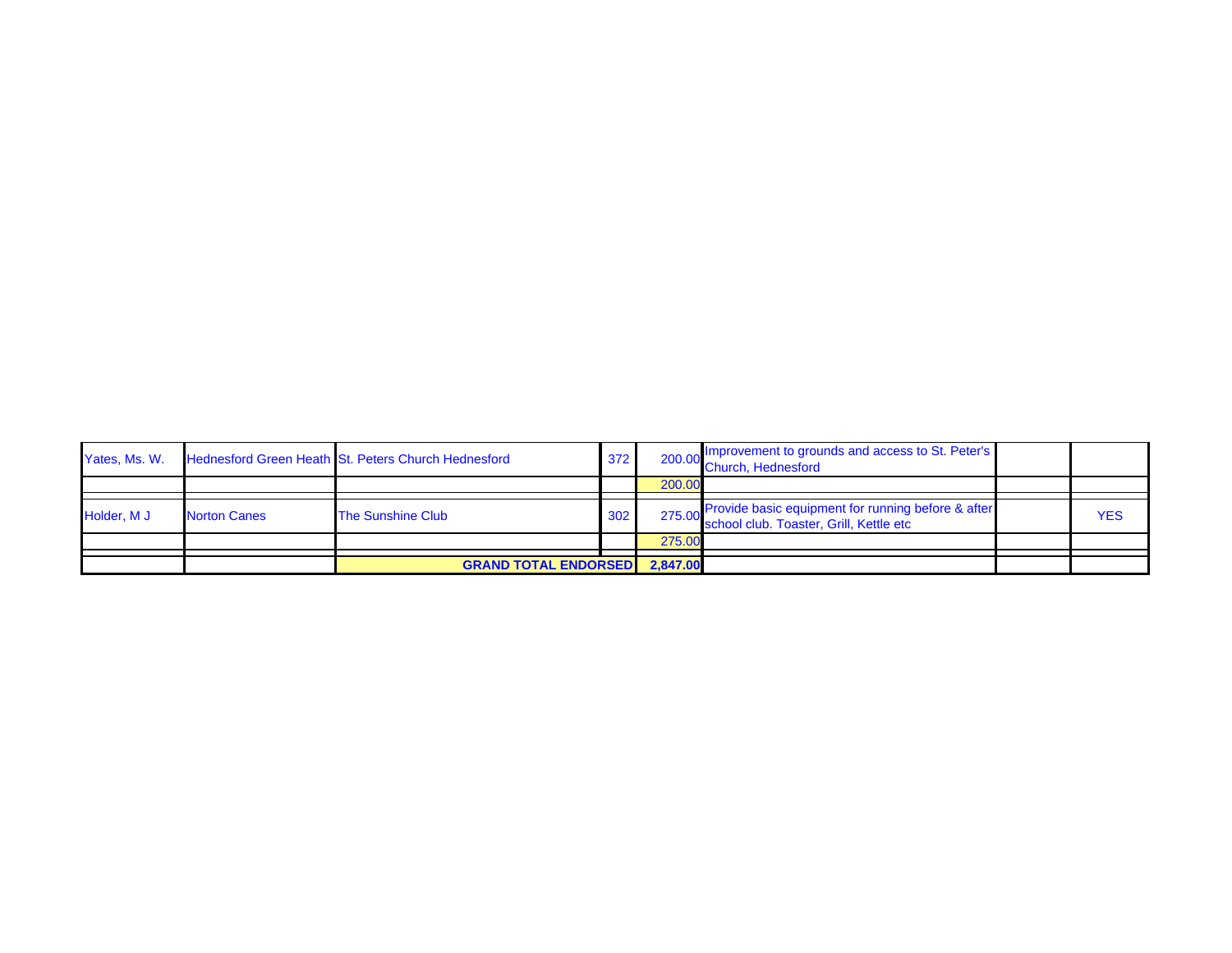| | | | | | | | |
|---|---|---|---|---|---|---|---|
| Yates, Ms. W. | Hednesford Green Heath | St. Peters Church Hednesford | 372 | 200.00 | Improvement to grounds and access to St. Peter's Church, Hednesford | | |
| | | | | 200.00 | | | |
| | | | | | | | |
| Holder, M J | Norton Canes | The Sunshine Club | 302 | 275.00 | Provide basic equipment for running before & after school club. Toaster, Grill, Kettle etc | | YES |
| | | | | 275.00 | | | |
| | | | | | | | |
| | | **GRAND TOTAL ENDORSED** | | **2,847.00** | | | |